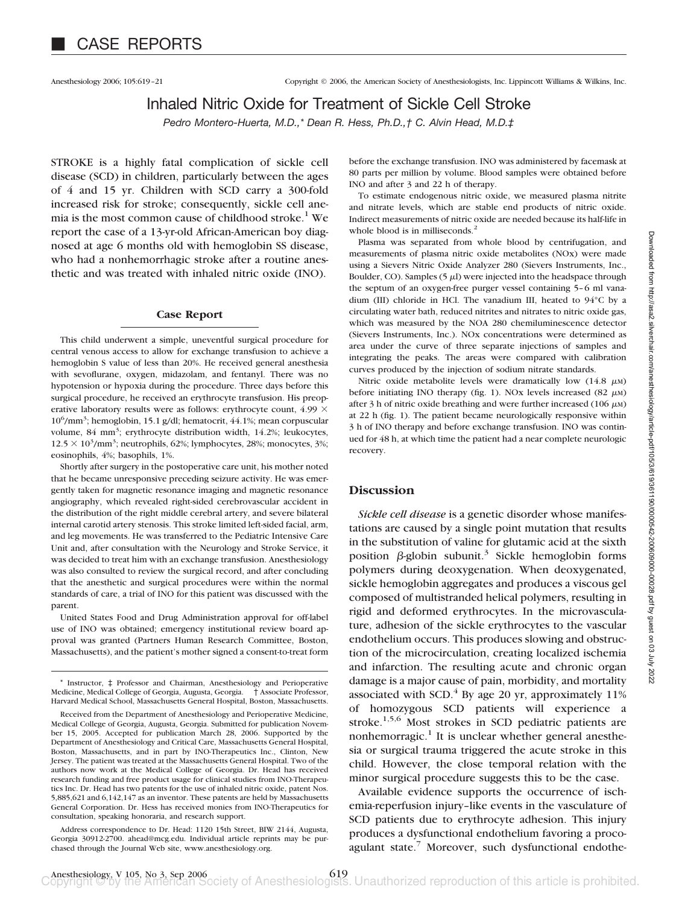# CASE REPORTS

## Inhaled Nitric Oxide for Treatment of Sickle Cell Stroke

*Pedro Montero-Huerta, M.D.,\* Dean R. Hess, Ph.D.,† C. Alvin Head, M.D.‡*

STROKE is a highly fatal complication of sickle cell disease (SCD) in children, particularly between the ages of 4 and 15 yr. Children with SCD carry a 300-fold increased risk for stroke; consequently, sickle cell anemia is the most common cause of childhood stroke.[1] We report the case of a 13-yr-old African-American boy diagnosed at age 6 months old with hemoglobin SS disease, who had a nonhemorrhagic stroke after a routine anesthetic and was treated with inhaled nitric oxide (INO).

### Case Report

This child underwent a simple, uneventful surgical procedure for central venous access to allow for exchange transfusion to achieve a hemoglobin S value of less than 20%. He received general anesthesia with sevoflurane, oxygen, midazolam, and fentanyl. There was no hypotension or hypoxia during the procedure. Three days before this surgical procedure, he received an erythrocyte transfusion. His preoperative laboratory results were as follows: erythrocyte count, $4.99 \times 10^6/\text{mm}^3$; hemoglobin, 15.1 g/dl; hematocrit, 44.1%; mean corpuscular volume, 84 $\text{mm}^3$; erythrocyte distribution width, 14.2%; leukocytes, $12.5 \times 10^3/\text{mm}^3$; neutrophils, 62%; lymphocytes, 28%; monocytes, 3%; eosinophils, 4%; basophils, 1%.

Shortly after surgery in the postoperative care unit, his mother noted that he became unresponsive preceding seizure activity. He was emergently taken for magnetic resonance imaging and magnetic resonance angiography, which revealed right-sided cerebrovascular accident in the distribution of the right middle cerebral artery, and severe bilateral internal carotid artery stenosis. This stroke limited left-sided facial, arm, and leg movements. He was transferred to the Pediatric Intensive Care Unit and, after consultation with the Neurology and Stroke Service, it was decided to treat him with an exchange transfusion. Anesthesiology was also consulted to review the surgical record, and after concluding that the anesthetic and surgical procedures were within the normal standards of care, a trial of INO for this patient was discussed with the parent.

United States Food and Drug Administration approval for off-label use of INO was obtained; emergency institutional review board approval was granted (Partners Human Research Committee, Boston, Massachusetts), and the patient's mother signed a consent-to-treat form before the exchange transfusion. INO was administered by facemask at 80 parts per million by volume. Blood samples were obtained before INO and after 3 and 22 h of therapy.

To estimate endogenous nitric oxide, we measured plasma nitrite and nitrate levels, which are stable end products of nitric oxide. Indirect measurements of nitric oxide are needed because its half-life in whole blood is in milliseconds.[2]

Plasma was separated from whole blood by centrifugation, and measurements of plasma nitric oxide metabolites (NOx) were made using a Sievers Nitric Oxide Analyzer 280 (Sievers Instruments, Inc., Boulder, CO). Samples (5 $\mu$l) were injected into the headspace through the septum of an oxygen-free purger vessel containing 5–6 ml vanadium (III) chloride in HCl. The vanadium III, heated to 94°C by a circulating water bath, reduced nitrites and nitrates to nitric oxide gas, which was measured by the NOA 280 chemiluminescence detector (Sievers Instruments, Inc.). NOx concentrations were determined as area under the curve of three separate injections of samples and integrating the peaks. The areas were compared with calibration curves produced by the injection of sodium nitrate standards.

Nitric oxide metabolite levels were dramatically low (14.8 $\mu$M) before initiating INO therapy (fig. 1). NOx levels increased (82 $\mu$M) after 3 h of nitric oxide breathing and were further increased (106 $\mu$M) at 22 h (fig. 1). The patient became neurologically responsive within 3 h of INO therapy and before exchange transfusion. INO was continued for 48 h, at which time the patient had a near complete neurologic recovery.

### Discussion

*Sickle cell disease* is a genetic disorder whose manifestations are caused by a single point mutation that results in the substitution of valine for glutamic acid at the sixth position $\beta$-globin subunit.[3] Sickle hemoglobin forms polymers during deoxygenation. When deoxygenated, sickle hemoglobin aggregates and produces a viscous gel composed of multistranded helical polymers, resulting in rigid and deformed erythrocytes. In the microvasculature, adhesion of the sickle erythrocytes to the vascular endothelium occurs. This produces slowing and obstruction of the microcirculation, creating localized ischemia and infarction. The resulting acute and chronic organ damage is a major cause of pain, morbidity, and mortality associated with SCD.[4] By age 20 yr, approximately 11% of homozygous SCD patients will experience a stroke.[1,5,6] Most strokes in SCD pediatric patients are nonhemorragic.[1] It is unclear whether general anesthesia or surgical trauma triggered the acute stroke in this child. However, the close temporal relation with the minor surgical procedure suggests this to be the case.

Available evidence supports the occurrence of ischemia-reperfusion injury–like events in the vasculature of SCD patients due to erythrocyte adhesion. This injury produces a dysfunctional endothelium favoring a procoagulant state.[7] Moreover, such dysfunctional endothe-

---

\* Instructor, ‡ Professor and Chairman, Anesthesiology and Perioperative Medicine, Medical College of Georgia, Augusta, Georgia. † Associate Professor, Harvard Medical School, Massachusetts General Hospital, Boston, Massachusetts.

Received from the Department of Anesthesiology and Perioperative Medicine, Medical College of Georgia, Augusta, Georgia. Submitted for publication November 15, 2005. Accepted for publication March 28, 2006. Supported by the Department of Anesthesiology and Critical Care, Massachusetts General Hospital, Boston, Massachusetts, and in part by INO-Therapeutics Inc., Clinton, New Jersey. The patient was treated at the Massachusetts General Hospital. Two of the authors now work at the Medical College of Georgia. Dr. Head has received research funding and free product usage for clinical studies from INO-Therapeutics Inc. Dr. Head has two patents for the use of inhaled nitric oxide, patent Nos. 5,885,621 and 6,142,147 as an inventor. These patents are held by Massachusetts General Corporation. Dr. Hess has received monies from INO-Therapeutics for consultation, speaking honoraria, and research support.

Address correspondence to Dr. Head: 1120 15th Street, BIW 2144, Augusta, Georgia 30912-2700. ahead@mcg.edu. Individual article reprints may be purchased through the Journal Web site, www.anesthesiology.org.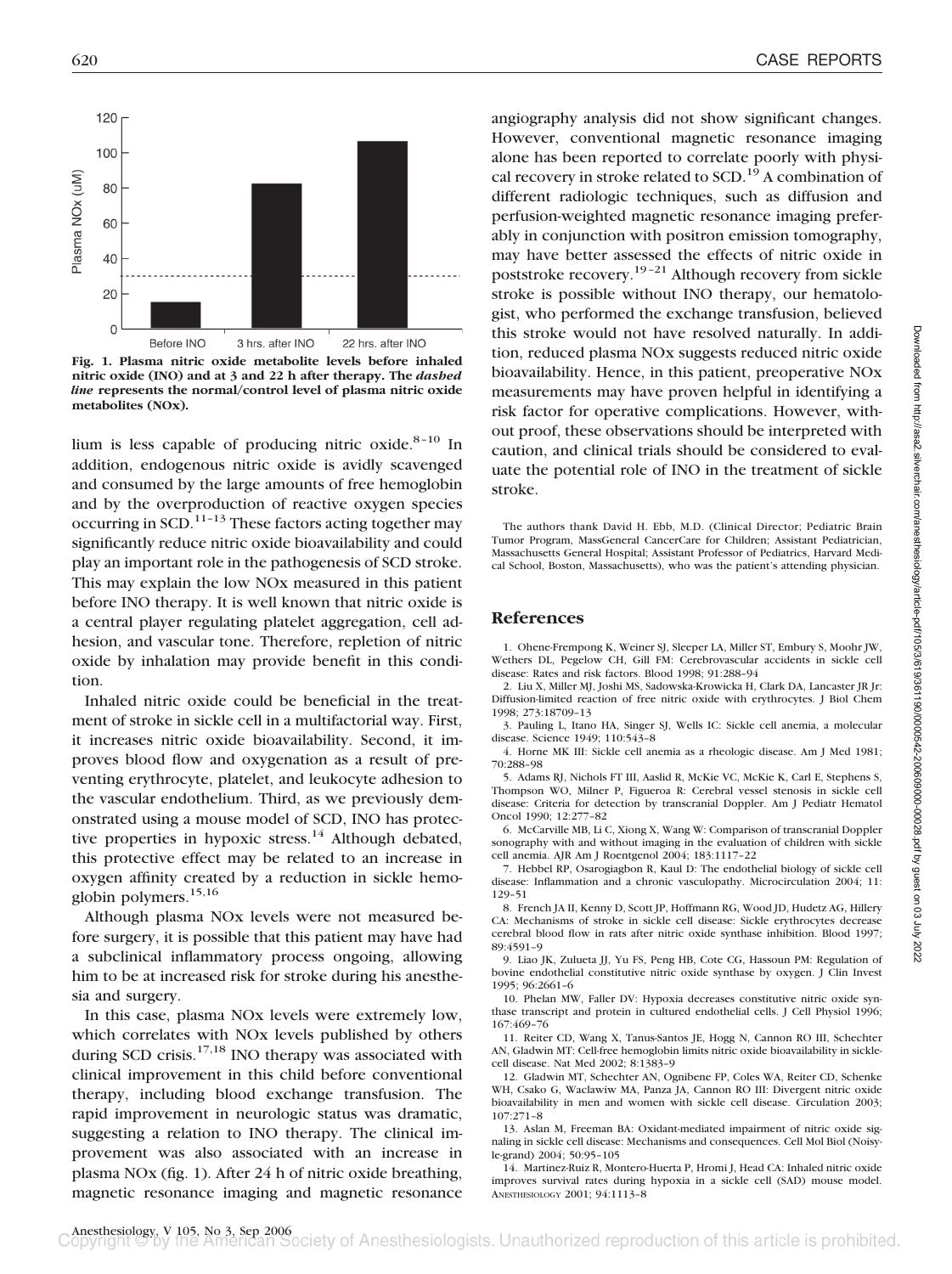Fig. 1. Plasma nitric oxide metabolite levels before inhaled nitric oxide (INO) and at 3 and 22 h after therapy. The *dashed line* represents the normal/control level of plasma nitric oxide metabolites (NOx).

lium is less capable of producing nitric oxide.[8–10] In addition, endogenous nitric oxide is avidly scavenged and consumed by the large amounts of free hemoglobin and by the overproduction of reactive oxygen species occurring in SCD.[11–13] These factors acting together may significantly reduce nitric oxide bioavailability and could play an important role in the pathogenesis of SCD stroke. This may explain the low NOx measured in this patient before INO therapy. It is well known that nitric oxide is a central player regulating platelet aggregation, cell adhesion, and vascular tone. Therefore, repletion of nitric oxide by inhalation may provide benefit in this condition.

Inhaled nitric oxide could be beneficial in the treatment of stroke in sickle cell in a multifactorial way. First, it increases nitric oxide bioavailability. Second, it improves blood flow and oxygenation as a result of preventing erythrocyte, platelet, and leukocyte adhesion to the vascular endothelium. Third, as we previously demonstrated using a mouse model of SCD, INO has protective properties in hypoxic stress.[14] Although debated, this protective effect may be related to an increase in oxygen affinity created by a reduction in sickle hemoglobin polymers.[15,16]

Although plasma NOx levels were not measured before surgery, it is possible that this patient may have had a subclinical inflammatory process ongoing, allowing him to be at increased risk for stroke during his anesthesia and surgery.

In this case, plasma NOx levels were extremely low, which correlates with NOx levels published by others during SCD crisis.[17,18] INO therapy was associated with clinical improvement in this child before conventional therapy, including blood exchange transfusion. The rapid improvement in neurologic status was dramatic, suggesting a relation to INO therapy. The clinical improvement was also associated with an increase in plasma NOx (fig. 1). After 24 h of nitric oxide breathing, magnetic resonance imaging and magnetic resonance angiography analysis did not show significant changes. However, conventional magnetic resonance imaging alone has been reported to correlate poorly with physical recovery in stroke related to SCD.[19] A combination of different radiologic techniques, such as diffusion and perfusion-weighted magnetic resonance imaging preferably in conjunction with positron emission tomography, may have better assessed the effects of nitric oxide in poststroke recovery.[19–21] Although recovery from sickle stroke is possible without INO therapy, our hematologist, who performed the exchange transfusion, believed this stroke would not have resolved naturally. In addition, reduced plasma NOx suggests reduced nitric oxide bioavailability. Hence, in this patient, preoperative NOx measurements may have proven helpful in identifying a risk factor for operative complications. However, without proof, these observations should be interpreted with caution, and clinical trials should be considered to evaluate the potential role of INO in the treatment of sickle stroke.

The authors thank David H. Ebb, M.D. (Clinical Director; Pediatric Brain Tumor Program, MassGeneral CancerCare for Children; Assistant Pediatrician, Massachusetts General Hospital; Assistant Professor of Pediatrics, Harvard Medical School, Boston, Massachusetts), who was the patient's attending physician.

## References

1. Ohene-Frempong K, Weiner SJ, Sleeper LA, Miller ST, Embury S, Moohr JW, Wethers DL, Pegelow CH, Gill FM: Cerebrovascular accidents in sickle cell disease: Rates and risk factors. Blood 1998; 91:288–94
2. Liu X, Miller MJ, Joshi MS, Sadowska-Krowicka H, Clark DA, Lancaster JR Jr: Diffusion-limited reaction of free nitric oxide with erythrocytes. J Biol Chem 1998; 273:18709–13
3. Pauling L, Itano HA, Singer SJ, Wells IC: Sickle cell anemia, a molecular disease. Science 1949; 110:543–8
4. Horne MK III: Sickle cell anemia as a rheologic disease. Am J Med 1981; 70:288–98
5. Adams RJ, Nichols FT III, Aaslid R, McKie VC, McKie K, Carl E, Stephens S, Thompson WO, Milner P, Figueroa R: Cerebral vessel stenosis in sickle cell disease: Criteria for detection by transcranial Doppler. Am J Pediatr Hematol Oncol 1990; 12:277–82
6. McCarville MB, Li C, Xiong X, Wang W: Comparison of transcranial Doppler sonography with and without imaging in the evaluation of children with sickle cell anemia. AJR Am J Roentgenol 2004; 183:1117–22
7. Hebbel RP, Osarogiagbon R, Kaul D: The endothelial biology of sickle cell disease: Inflammation and a chronic vasculopathy. Microcirculation 2004; 11:129–51
8. French JA II, Kenny D, Scott JP, Hoffmann RG, Wood JD, Hudetz AG, Hillery CA: Mechanisms of stroke in sickle cell disease: Sickle erythrocytes decrease cerebral blood flow in rats after nitric oxide synthase inhibition. Blood 1997; 89:4591–9
9. Liao JK, Zulueta JJ, Yu FS, Peng HB, Cote CG, Hassoun PM: Regulation of bovine endothelial constitutive nitric oxide synthase by oxygen. J Clin Invest 1995; 96:2661–6
10. Phelan MW, Faller DV: Hypoxia decreases constitutive nitric oxide synthase transcript and protein in cultured endothelial cells. J Cell Physiol 1996; 167:469–76
11. Reiter CD, Wang X, Tanus-Santos JE, Hogg N, Cannon RO III, Schechter AN, Gladwin MT: Cell-free hemoglobin limits nitric oxide bioavailability in sickle-cell disease. Nat Med 2002; 8:1383–9
12. Gladwin MT, Schechter AN, Ognibene FP, Coles WA, Reiter CD, Schenke WH, Csako G, Waclawiw MA, Panza JA, Cannon RO III: Divergent nitric oxide bioavailability in men and women with sickle cell disease. Circulation 2003; 107:271–8
13. Aslan M, Freeman BA: Oxidant-mediated impairment of nitric oxide signaling in sickle cell disease: Mechanisms and consequences. Cell Mol Biol (Noisy-le-grand) 2004; 50:95–105
14. Martinez-Ruiz R, Montero-Huerta P, Hromi J, Head CA: Inhaled nitric oxide improves survival rates during hypoxia in a sickle cell (SAD) mouse model. Anesthesiology 2001; 94:1113–8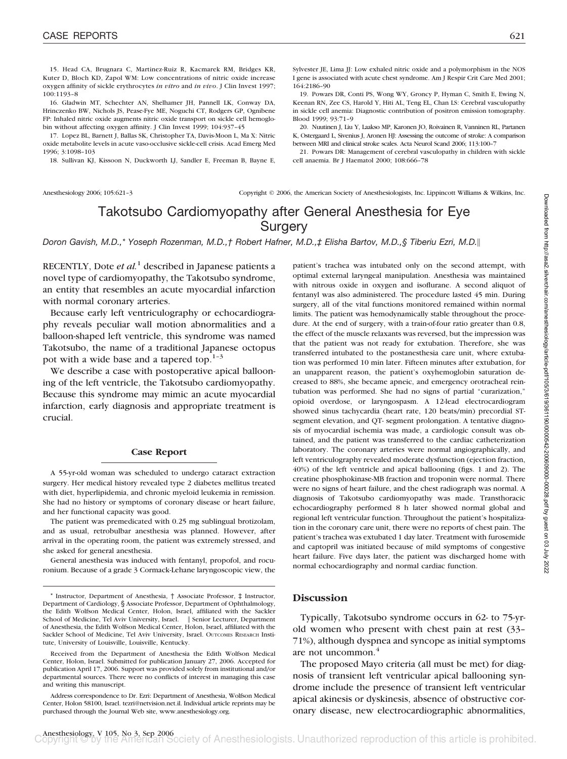15. Head CA, Brugnara C, Martinez-Ruiz R, Kacmarek RM, Bridges KR, Kuter D, Bloch KD, Zapol WM: Low concentrations of nitric oxide increase oxygen affinity of sickle erythrocytes *in vitro* and *in vivo*. J Clin Invest 1997; 100:1193–8

16. Gladwin MT, Schechter AN, Shelhamer JH, Pannell LK, Conway DA, Hrinczenko BW, Nichols JS, Pease-Fye ME, Noguchi CT, Rodgers GP, Ognibene FP: Inhaled nitric oxide augments nitric oxide transport on sickle cell hemoglobin without affecting oxygen affinity. J Clin Invest 1999; 104:937–45

17. Lopez BL, Barnett J, Ballas SK, Christopher TA, Davis-Moon L, Ma X: Nitric oxide metabolite levels in acute vaso-occlusive sickle-cell crisis. Acad Emerg Med 1996; 3:1098–103

18. Sullivan KJ, Kissoon N, Duckworth LJ, Sandler E, Freeman B, Bayne E, Sylvester JE, Lima JJ: Low exhaled nitric oxide and a polymorphism in the NOS I gene is associated with acute chest syndrome. Am J Respir Crit Care Med 2001; 164:2186–90

19. Powars DR, Conti PS, Wong WY, Groncy P, Hyman C, Smith E, Ewing N, Keenan RN, Zee CS, Harold Y, Hiti AL, Teng EL, Chan LS: Cerebral vasculopathy in sickle cell anemia: Diagnostic contribution of positron emission tomography. Blood 1999; 93:71–9

20. Nuutinen J, Liu Y, Laakso MP, Karonen JO, Roivainen R, Vanninen RL, Partanen K, Ostergaard L, Sivenius J, Aronen HJ: Assessing the outcome of stroke: A comparison between MRI and clinical stroke scales. Acta Neurol Scand 2006; 113:100–7

21. Powars DR: Management of cerebral vasculopathy in children with sickle cell anaemia. Br J Haematol 2000; 108:666–78

# Takotsubo Cardiomyopathy after General Anesthesia for Eye Surgery

*Doron Gavish, M.D.,\* Yoseph Rozenman, M.D.,† Robert Hafner, M.D.,‡ Elisha Bartov, M.D.,§ Tiberiu Ezri, M.D.‖*

RECENTLY, Dote *et al.*[1] described in Japanese patients a novel type of cardiomyopathy, the Takotsubo syndrome, an entity that resembles an acute myocardial infarction with normal coronary arteries.

Because early left ventriculography or echocardiography reveals peculiar wall motion abnormalities and a balloon-shaped left ventricle, this syndrome was named Takotsubo, the name of a traditional Japanese octopus pot with a wide base and a tapered top.[1–3]

We describe a case with postoperative apical ballooning of the left ventricle, the Takotsubo cardiomyopathy. Because this syndrome may mimic an acute myocardial infarction, early diagnosis and appropriate treatment is crucial.

## Case Report

A 55-yr-old woman was scheduled to undergo cataract extraction surgery. Her medical history revealed type 2 diabetes mellitus treated with diet, hyperlipidemia, and chronic myeloid leukemia in remission. She had no history or symptoms of coronary disease or heart failure, and her functional capacity was good.

The patient was premedicated with 0.25 mg sublingual brotizolam, and as usual, retrobulbar anesthesia was planned. However, after arrival in the operating room, the patient was extremely stressed, and she asked for general anesthesia.

General anesthesia was induced with fentanyl, propofol, and rocuronium. Because of a grade 3 Cormack-Lehane laryngoscopic view, the patient's trachea was intubated only on the second attempt, with optimal external laryngeal manipulation. Anesthesia was maintained with nitrous oxide in oxygen and isoflurane. A second aliquot of fentanyl was also administered. The procedure lasted 45 min. During surgery, all of the vital functions monitored remained within normal limits. The patient was hemodynamically stable throughout the procedure. At the end of surgery, with a train-of-four ratio greater than 0.8, the effect of the muscle relaxants was reversed, but the impression was that the patient was not ready for extubation. Therefore, she was transferred intubated to the postanesthesia care unit, where extubation was performed 10 min later. Fifteen minutes after extubation, for an unapparent reason, the patient's oxyhemoglobin saturation decreased to 88%, she became apneic, and emergency orotracheal reintubation was performed. She had no signs of partial "curarization," opioid overdose, or laryngospasm. A 12-lead electrocardiogram showed sinus tachycardia (heart rate, 120 beats/min) precordial ST-segment elevation, and QT- segment prolongation. A tentative diagnosis of myocardial ischemia was made, a cardiologic consult was obtained, and the patient was transferred to the cardiac catheterization laboratory. The coronary arteries were normal angiographically, and left ventriculography revealed moderate dysfunction (ejection fraction, 40%) of the left ventricle and apical ballooning (figs. 1 and 2). The creatine phosphokinase-MB fraction and troponin were normal. There were no signs of heart failure, and the chest radiograph was normal. A diagnosis of Takotsubo cardiomyopathy was made. Transthoracic echocardiography performed 8 h later showed normal global and regional left ventricular function. Throughout the patient's hospitalization in the coronary care unit, there were no reports of chest pain. The patient's trachea was extubated 1 day later. Treatment with furosemide and captopril was initiated because of mild symptoms of congestive heart failure. Five days later, the patient was discharged home with normal echocardiography and normal cardiac function.

## Discussion

Typically, Takotsubo syndrome occurs in 62- to 75-yr-old women who present with chest pain at rest (33–71%), although dyspnea and syncope as initial symptoms are not uncommon.[4]

The proposed Mayo criteria (all must be met) for diagnosis of transient left ventricular apical ballooning syndrome include the presence of transient left ventricular apical akinesis or dyskinesis, absence of obstructive coronary disease, new electrocardiographic abnormalities,

\* Instructor, Department of Anesthesia, † Associate Professor, ‡ Instructor, Department of Cardiology, § Associate Professor, Department of Ophthalmology, the Edith Wolfson Medical Center, Holon, Israel, affiliated with the Sackler School of Medicine, Tel Aviv University, Israel. ‖ Senior Lecturer, Department of Anesthesia, the Edith Wolfson Medical Center, Holon, Israel, affiliated with the Sackler School of Medicine, Tel Aviv University, Israel. OUTCOMES RESEARCH Institute, University of Louisville, Louisville, Kentucky.

Received from the Department of Anesthesia the Edith Wolfson Medical Center, Holon, Israel. Submitted for publication January 27, 2006. Accepted for publication April 17, 2006. Support was provided solely from institutional and/or departmental sources. There were no conflicts of interest in managing this case and writing this manuscript.

Address correspondence to Dr. Ezri: Department of Anesthesia, Wolfson Medical Center, Holon 58100, Israel. tezri@netvision.net.il. Individual article reprints may be purchased through the Journal Web site, www.anesthesiology.org.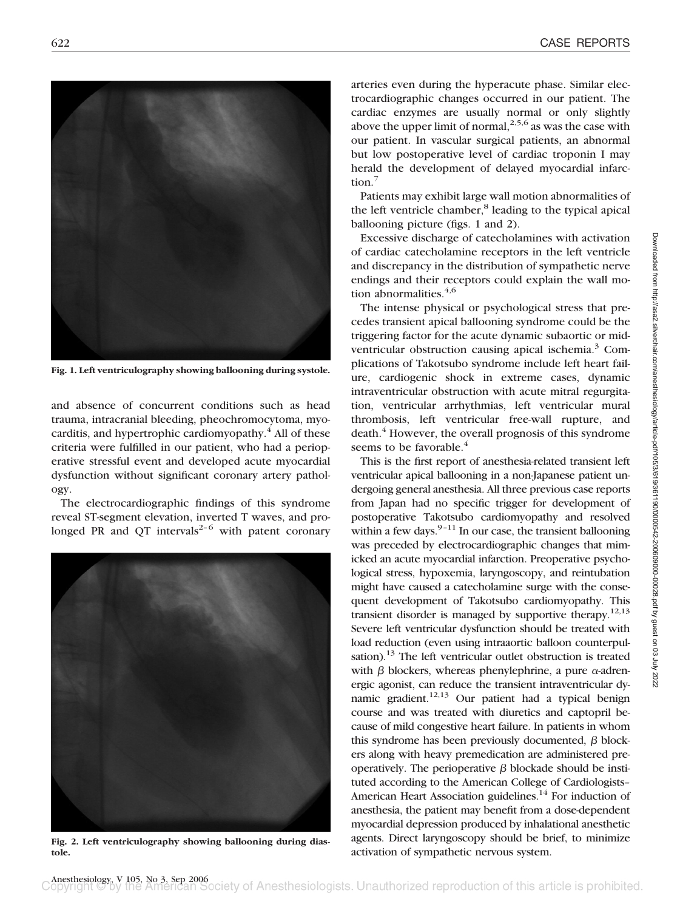Fig. 1. Left ventriculography showing ballooning during systole.

and absence of concurrent conditions such as head trauma, intracranial bleeding, pheochromocytoma, myocarditis, and hypertrophic cardiomyopathy.[4] All of these criteria were fulfilled in our patient, who had a perioperative stressful event and developed acute myocardial dysfunction without significant coronary artery pathology.

The electrocardiographic findings of this syndrome reveal ST-segment elevation, inverted T waves, and prolonged PR and QT intervals[2–6] with patent coronary arteries even during the hyperacute phase. Similar electrocardiographic changes occurred in our patient. The cardiac enzymes are usually normal or only slightly above the upper limit of normal,[2,5,6] as was the case with our patient. In vascular surgical patients, an abnormal but low postoperative level of cardiac troponin I may herald the development of delayed myocardial infarction.[7]

Fig. 2. Left ventriculography showing ballooning during diastole.

Patients may exhibit large wall motion abnormalities of the left ventricle chamber,[8] leading to the typical apical ballooning picture (figs. 1 and 2).

Excessive discharge of catecholamines with activation of cardiac catecholamine receptors in the left ventricle and discrepancy in the distribution of sympathetic nerve endings and their receptors could explain the wall motion abnormalities.[4,6]

The intense physical or psychological stress that precedes transient apical ballooning syndrome could be the triggering factor for the acute dynamic subaortic or midventricular obstruction causing apical ischemia.[3] Complications of Takotsubo syndrome include left heart failure, cardiogenic shock in extreme cases, dynamic intraventricular obstruction with acute mitral regurgitation, ventricular arrhythmias, left ventricular mural thrombosis, left ventricular free-wall rupture, and death.[4] However, the overall prognosis of this syndrome seems to be favorable.[4]

This is the first report of anesthesia-related transient left ventricular apical ballooning in a non-Japanese patient undergoing general anesthesia. All three previous case reports from Japan had no specific trigger for development of postoperative Takotsubo cardiomyopathy and resolved within a few days.[9–11] In our case, the transient ballooning was preceded by electrocardiographic changes that mimicked an acute myocardial infarction. Preoperative psychological stress, hypoxemia, laryngoscopy, and reintubation might have caused a catecholamine surge with the consequent development of Takotsubo cardiomyopathy. This transient disorder is managed by supportive therapy.[12,13] Severe left ventricular dysfunction should be treated with load reduction (even using intraaortic balloon counterpulsation).[13] The left ventricular outlet obstruction is treated with $\beta$ blockers, whereas phenylephrine, a pure $\alpha$-adrenergic agonist, can reduce the transient intraventricular dynamic gradient.[12,13] Our patient had a typical benign course and was treated with diuretics and captopril because of mild congestive heart failure. In patients in whom this syndrome has been previously documented, $\beta$ blockers along with heavy premedication are administered preoperatively. The perioperative $\beta$ blockade should be instituted according to the American College of Cardiologists–American Heart Association guidelines.[14] For induction of anesthesia, the patient may benefit from a dose-dependent myocardial depression produced by inhalational anesthetic agents. Direct laryngoscopy should be brief, to minimize activation of sympathetic nervous system.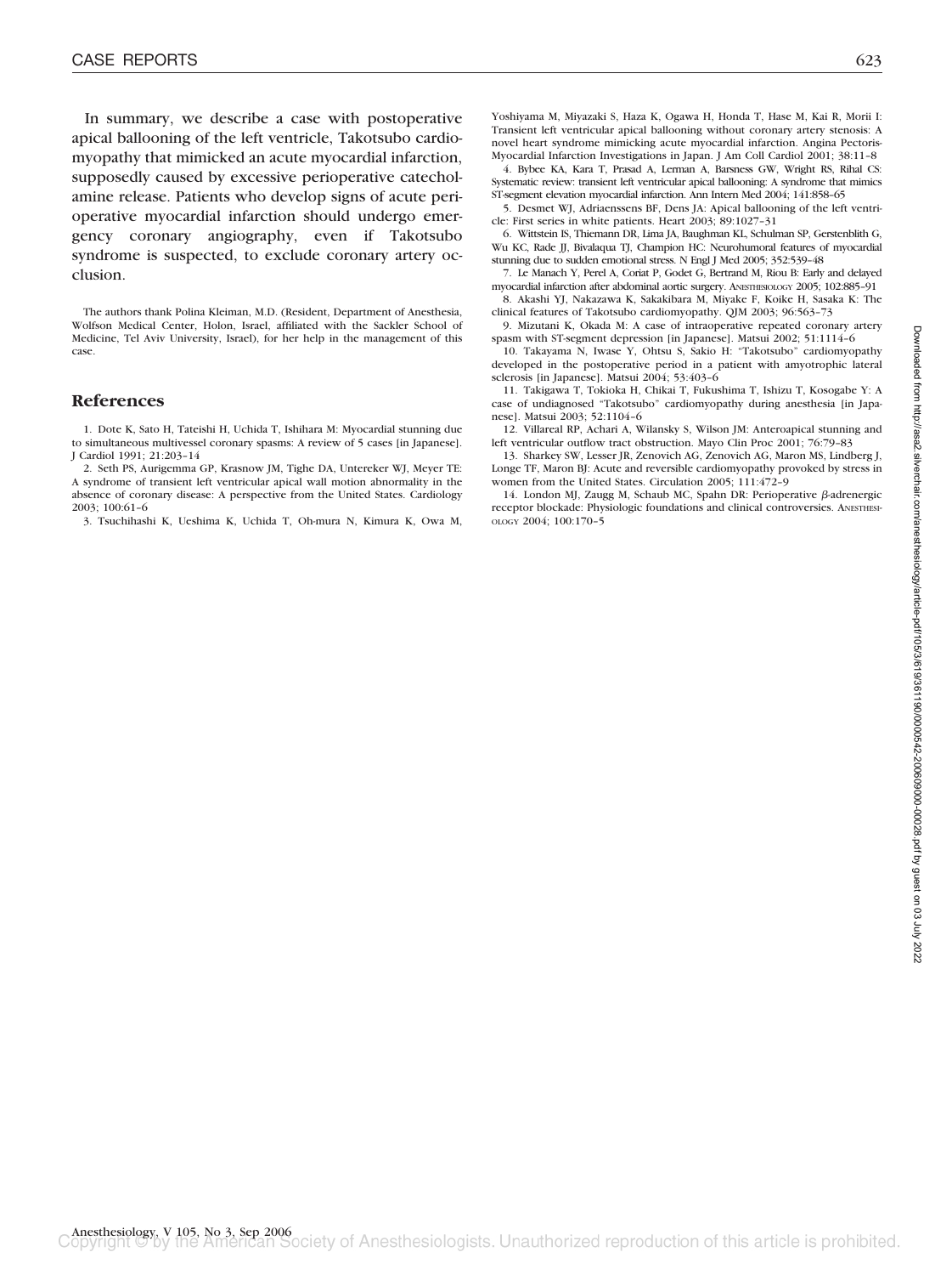In summary, we describe a case with postoperative apical ballooning of the left ventricle, Takotsubo cardiomyopathy that mimicked an acute myocardial infarction, supposedly caused by excessive perioperative catecholamine release. Patients who develop signs of acute perioperative myocardial infarction should undergo emergency coronary angiography, even if Takotsubo syndrome is suspected, to exclude coronary artery occlusion.

The authors thank Polina Kleiman, M.D. (Resident, Department of Anesthesia, Wolfson Medical Center, Holon, Israel, affiliated with the Sackler School of Medicine, Tel Aviv University, Israel), for her help in the management of this case.

## References

1. Dote K, Sato H, Tateishi H, Uchida T, Ishihara M: Myocardial stunning due to simultaneous multivessel coronary spasms: A review of 5 cases [in Japanese]. J Cardiol 1991; 21:203–14
2. Seth PS, Aurigemma GP, Krasnow JM, Tighe DA, Untereker WJ, Meyer TE: A syndrome of transient left ventricular apical wall motion abnormality in the absence of coronary disease: A perspective from the United States. Cardiology 2003; 100:61–6
3. Tsuchihashi K, Ueshima K, Uchida T, Oh-mura N, Kimura K, Owa M, Yoshiyama M, Miyazaki S, Haza K, Ogawa H, Honda T, Hase M, Kai R, Morii I: Transient left ventricular apical ballooning without coronary artery stenosis: A novel heart syndrome mimicking acute myocardial infarction. Angina Pectoris-Myocardial Infarction Investigations in Japan. J Am Coll Cardiol 2001; 38:11–8
4. Bybee KA, Kara T, Prasad A, Lerman A, Barsness GW, Wright RS, Rihal CS: Systematic review: transient left ventricular apical ballooning: A syndrome that mimics ST-segment elevation myocardial infarction. Ann Intern Med 2004; 141:858–65
5. Desmet WJ, Adriaenssens BF, Dens JA: Apical ballooning of the left ventricle: First series in white patients. Heart 2003; 89:1027–31
6. Wittstein IS, Thiemann DR, Lima JA, Baughman KL, Schulman SP, Gerstenblith G, Wu KC, Rade JJ, Bivalaqua TJ, Champion HC: Neurohumoral features of myocardial stunning due to sudden emotional stress. N Engl J Med 2005; 352:539–48
7. Le Manach Y, Perel A, Coriat P, Godet G, Bertrand M, Riou B: Early and delayed myocardial infarction after abdominal aortic surgery. Anesthesiology 2005; 102:885–91
8. Akashi YJ, Nakazawa K, Sakakibara M, Miyake F, Koike H, Sasaka K: The clinical features of Takotsubo cardiomyopathy. QJM 2003; 96:563–73
9. Mizutani K, Okada M: A case of intraoperative repeated coronary artery spasm with ST-segment depression [in Japanese]. Matsui 2002; 51:1114–6
10. Takayama N, Iwase Y, Ohtsu S, Sakio H: "Takotsubo" cardiomyopathy developed in the postoperative period in a patient with amyotrophic lateral sclerosis [in Japanese]. Matsui 2004; 53:403–6
11. Takigawa T, Tokioka H, Chikai T, Fukushima T, Ishizu T, Kosogabe Y: A case of undiagnosed "Takotsubo" cardiomyopathy during anesthesia [in Japanese]. Matsui 2003; 52:1104–6
12. Villareal RP, Achari A, Wilansky S, Wilson JM: Anteroapical stunning and left ventricular outflow tract obstruction. Mayo Clin Proc 2001; 76:79–83
13. Sharkey SW, Lesser JR, Zenovich AG, Zenovich AG, Maron MS, Lindberg J, Longe TF, Maron BJ: Acute and reversible cardiomyopathy provoked by stress in women from the United States. Circulation 2005; 111:472–9
14. London MJ, Zaugg M, Schaub MC, Spahn DR: Perioperative β-adrenergic receptor blockade: Physiologic foundations and clinical controversies. Anesthesiology 2004; 100:170–5